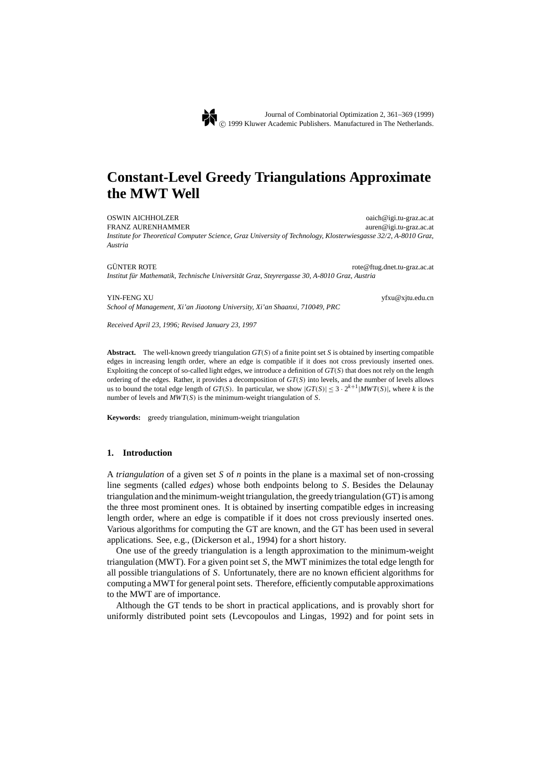# Constant-Level Greedy Triangulations Approximate the MWT Well

OSWIN AICHHOLZER oaich@igi.tu-graz.ac.at
FRANZ AURENHAMMER auren@igi.tu-graz.ac.at
*Institute for Theoretical Computer Science, Graz University of Technology, Klosterwiesgasse 32/2, A-8010 Graz, Austria*

GÜNTER ROTE rote@ftug.dnet.tu-graz.ac.at
*Institut für Mathematik, Technische Universität Graz, Steyrergasse 30, A-8010 Graz, Austria*

YIN-FENG XU yfxu@xjtu.edu.cn
*School of Management, Xi'an Jiaotong University, Xi'an Shaanxi, 710049, PRC*

*Received April 23, 1996; Revised January 23, 1997*

**Abstract.** The well-known greedy triangulation $GT(S)$ of a finite point set $S$ is obtained by inserting compatible edges in increasing length order, where an edge is compatible if it does not cross previously inserted ones. Exploiting the concept of so-called light edges, we introduce a definition of $GT(S)$ that does not rely on the length ordering of the edges. Rather, it provides a decomposition of $GT(S)$ into levels, and the number of levels allows us to bound the total edge length of $GT(S)$. In particular, we show $|GT(S)| \leq 3 \cdot 2^{k+1}|MWT(S)|$, where $k$ is the number of levels and $MWT(S)$ is the minimum-weight triangulation of $S$.

**Keywords:** greedy triangulation, minimum-weight triangulation

## 1. Introduction

A *triangulation* of a given set $S$ of $n$ points in the plane is a maximal set of non-crossing line segments (called *edges*) whose both endpoints belong to $S$. Besides the Delaunay triangulation and the minimum-weight triangulation, the greedy triangulation (GT) is among the three most prominent ones. It is obtained by inserting compatible edges in increasing length order, where an edge is compatible if it does not cross previously inserted ones. Various algorithms for computing the GT are known, and the GT has been used in several applications. See, e.g., (Dickerson et al., 1994) for a short history.

One use of the greedy triangulation is a length approximation to the minimum-weight triangulation (MWT). For a given point set $S$, the MWT minimizes the total edge length for all possible triangulations of $S$. Unfortunately, there are no known efficient algorithms for computing a MWT for general point sets. Therefore, efficiently computable approximations to the MWT are of importance.

Although the GT tends to be short in practical applications, and is provably short for uniformly distributed point sets (Levcopoulos and Lingas, 1992) and for point sets in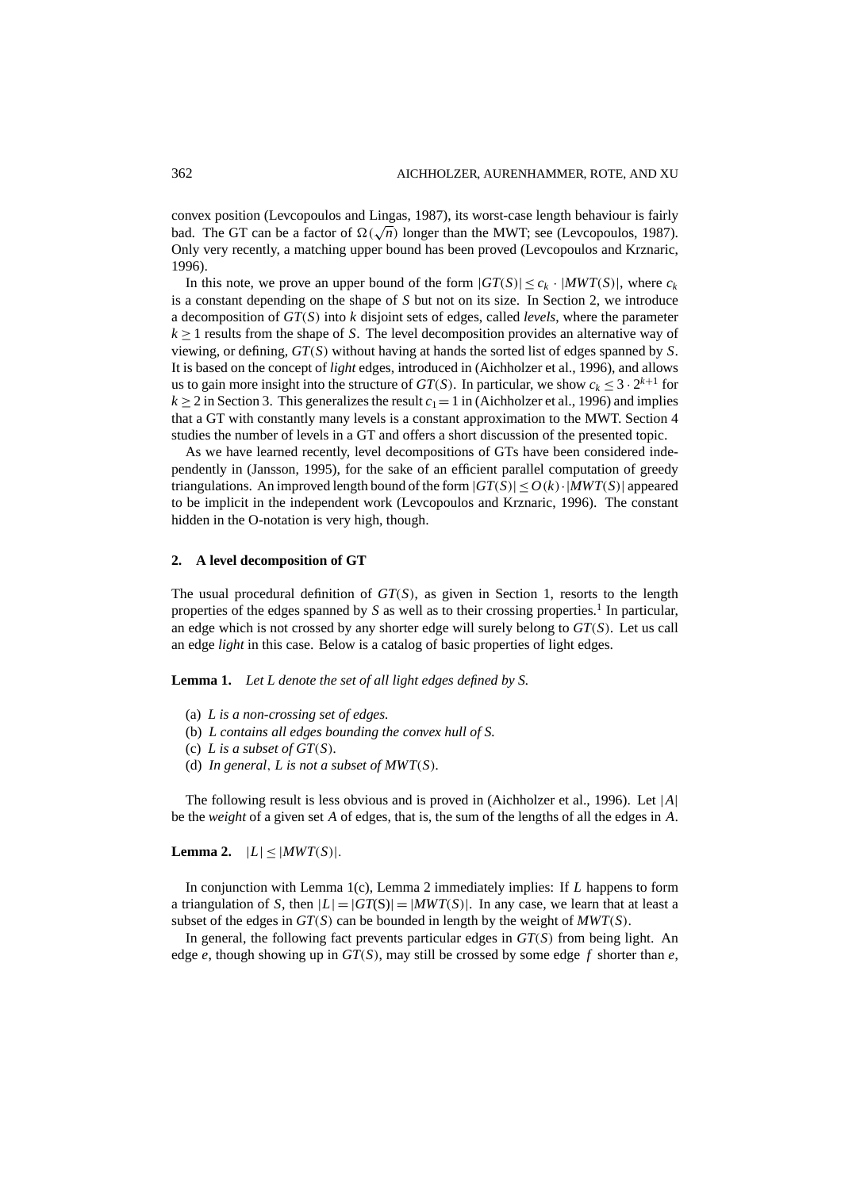convex position (Levcopoulos and Lingas, 1987), its worst-case length behaviour is fairly bad. The GT can be a factor of $\Omega(\sqrt{n})$ longer than the MWT; see (Levcopoulos, 1987). Only very recently, a matching upper bound has been proved (Levcopoulos and Krznaric, 1996).

In this note, we prove an upper bound of the form $|GT(S)| \leq c_k \cdot |MWT(S)|$, where $c_k$ is a constant depending on the shape of $S$ but not on its size. In Section 2, we introduce a decomposition of $GT(S)$ into $k$ disjoint sets of edges, called *levels*, where the parameter $k \geq 1$ results from the shape of $S$. The level decomposition provides an alternative way of viewing, or defining, $GT(S)$ without having at hands the sorted list of edges spanned by $S$. It is based on the concept of *light* edges, introduced in (Aichholzer et al., 1996), and allows us to gain more insight into the structure of $GT(S)$. In particular, we show $c_k \leq 3 \cdot 2^{k+1}$ for $k \geq 2$ in Section 3. This generalizes the result $c_1 = 1$ in (Aichholzer et al., 1996) and implies that a GT with constantly many levels is a constant approximation to the MWT. Section 4 studies the number of levels in a GT and offers a short discussion of the presented topic.

As we have learned recently, level decompositions of GTs have been considered independently in (Jansson, 1995), for the sake of an efficient parallel computation of greedy triangulations. An improved length bound of the form $|GT(S)| \leq O(k) \cdot |MWT(S)|$ appeared to be implicit in the independent work (Levcopoulos and Krznaric, 1996). The constant hidden in the O-notation is very high, though.

## 2. A level decomposition of GT

The usual procedural definition of $GT(S)$, as given in Section 1, resorts to the length properties of the edges spanned by $S$ as well as to their crossing properties.[1] In particular, an edge which is not crossed by any shorter edge will surely belong to $GT(S)$. Let us call an edge *light* in this case. Below is a catalog of basic properties of light edges.

**Lemma 1.** *Let $L$ denote the set of all light edges defined by $S$.*

(a) *$L$ is a non-crossing set of edges.*
(b) *$L$ contains all edges bounding the convex hull of $S$.*
(c) *$L$ is a subset of $GT(S)$.*
(d) *In general, $L$ is not a subset of $MWT(S)$.*

The following result is less obvious and is proved in (Aichholzer et al., 1996). Let $|A|$ be the *weight* of a given set $A$ of edges, that is, the sum of the lengths of all the edges in $A$.

**Lemma 2.** $|L| \leq |MWT(S)|$.

In conjunction with Lemma 1(c), Lemma 2 immediately implies: If $L$ happens to form a triangulation of $S$, then $|L| = |GT(S)| = |MWT(S)|$. In any case, we learn that at least a subset of the edges in $GT(S)$ can be bounded in length by the weight of $MWT(S)$.

In general, the following fact prevents particular edges in $GT(S)$ from being light. An edge $e$, though showing up in $GT(S)$, may still be crossed by some edge $f$ shorter than $e$,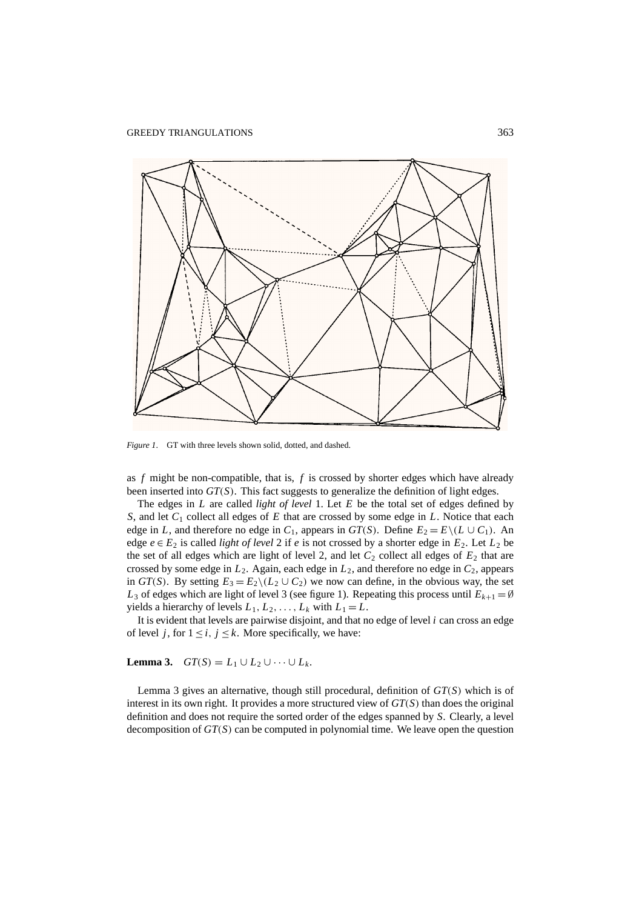*Figure 1*. GT with three levels shown solid, dotted, and dashed.

as $f$ might be non-compatible, that is, $f$ is crossed by shorter edges which have already been inserted into $GT(S)$. This fact suggests to generalize the definition of light edges.

The edges in $L$ are called *light of level* 1. Let $E$ be the total set of edges defined by $S$, and let $C_1$ collect all edges of $E$ that are crossed by some edge in $L$. Notice that each edge in $L$, and therefore no edge in $C_1$, appears in $GT(S)$. Define $E_2 = E \setminus (L \cup C_1)$. An edge $e \in E_2$ is called *light of level* 2 if $e$ is not crossed by a shorter edge in $E_2$. Let $L_2$ be the set of all edges which are light of level 2, and let $C_2$ collect all edges of $E_2$ that are crossed by some edge in $L_2$. Again, each edge in $L_2$, and therefore no edge in $C_2$, appears in $GT(S)$. By setting $E_3 = E_2 \setminus (L_2 \cup C_2)$ we now can define, in the obvious way, the set $L_3$ of edges which are light of level 3 (see figure 1). Repeating this process until $E_{k+1} = \emptyset$ yields a hierarchy of levels $L_1, L_2, \ldots, L_k$ with $L_1 = L$.

It is evident that levels are pairwise disjoint, and that no edge of level $i$ can cross an edge of level $j$, for $1 \leq i, j \leq k$. More specifically, we have:

**Lemma 3.** $GT(S) = L_1 \cup L_2 \cup \cdots \cup L_k$.

Lemma 3 gives an alternative, though still procedural, definition of $GT(S)$ which is of interest in its own right. It provides a more structured view of $GT(S)$ than does the original definition and does not require the sorted order of the edges spanned by $S$. Clearly, a level decomposition of $GT(S)$ can be computed in polynomial time. We leave open the question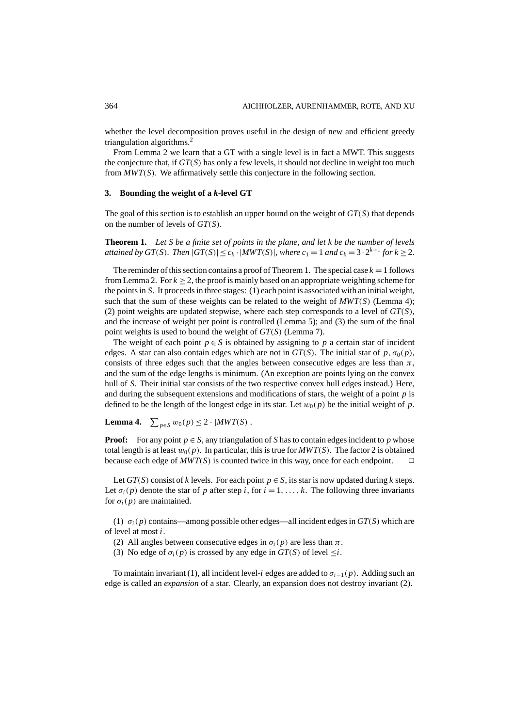whether the level decomposition proves useful in the design of new and efficient greedy triangulation algorithms.[2]

From Lemma 2 we learn that a GT with a single level is in fact a MWT. This suggests the conjecture that, if $GT(S)$ has only a few levels, it should not decline in weight too much from $MWT(S)$. We affirmatively settle this conjecture in the following section.

## 3. Bounding the weight of a $k$-level GT

The goal of this section is to establish an upper bound on the weight of $GT(S)$ that depends on the number of levels of $GT(S)$.

**Theorem 1.** *Let $S$ be a finite set of points in the plane, and let $k$ be the number of levels attained by $GT(S)$. Then $|GT(S)| \leq c_k \cdot |MWT(S)|$, where $c_1 = 1$ and $c_k = 3 \cdot 2^{k+1}$ for $k \geq 2$.*

The reminder of this section contains a proof of Theorem 1. The special case $k = 1$ follows from Lemma 2. For $k \geq 2$, the proof is mainly based on an appropriate weighting scheme for the points in $S$. It proceeds in three stages: (1) each point is associated with an initial weight, such that the sum of these weights can be related to the weight of $MWT(S)$ (Lemma 4); (2) point weights are updated stepwise, where each step corresponds to a level of $GT(S)$, and the increase of weight per point is controlled (Lemma 5); and (3) the sum of the final point weights is used to bound the weight of $GT(S)$ (Lemma 7).

The weight of each point $p \in S$ is obtained by assigning to $p$ a certain star of incident edges. A star can also contain edges which are not in $GT(S)$. The initial star of $p$, $\sigma_0(p)$, consists of three edges such that the angles between consecutive edges are less than $\pi$, and the sum of the edge lengths is minimum. (An exception are points lying on the convex hull of $S$. Their initial star consists of the two respective convex hull edges instead.) Here, and during the subsequent extensions and modifications of stars, the weight of a point $p$ is defined to be the length of the longest edge in its star. Let $w_0(p)$ be the initial weight of $p$.

**Lemma 4.** $\sum_{p \in S} w_0(p) \leq 2 \cdot |MWT(S)|$.

**Proof:** For any point $p \in S$, any triangulation of $S$ has to contain edges incident to $p$ whose total length is at least $w_0(p)$. In particular, this is true for $MWT(S)$. The factor 2 is obtained because each edge of $MWT(S)$ is counted twice in this way, once for each endpoint. □

Let $GT(S)$ consist of $k$ levels. For each point $p \in S$, its star is now updated during $k$ steps. Let $\sigma_i(p)$ denote the star of $p$ after step $i$, for $i = 1, \ldots, k$. The following three invariants for $\sigma_i(p)$ are maintained.

(1) $\sigma_i(p)$ contains—among possible other edges—all incident edges in $GT(S)$ which are of level at most $i$.

(2) All angles between consecutive edges in $\sigma_i(p)$ are less than $\pi$.

(3) No edge of $\sigma_i(p)$ is crossed by any edge in $GT(S)$ of level $\leq i$.

To maintain invariant (1), all incident level-$i$ edges are added to $\sigma_{i-1}(p)$. Adding such an edge is called an *expansion* of a star. Clearly, an expansion does not destroy invariant (2).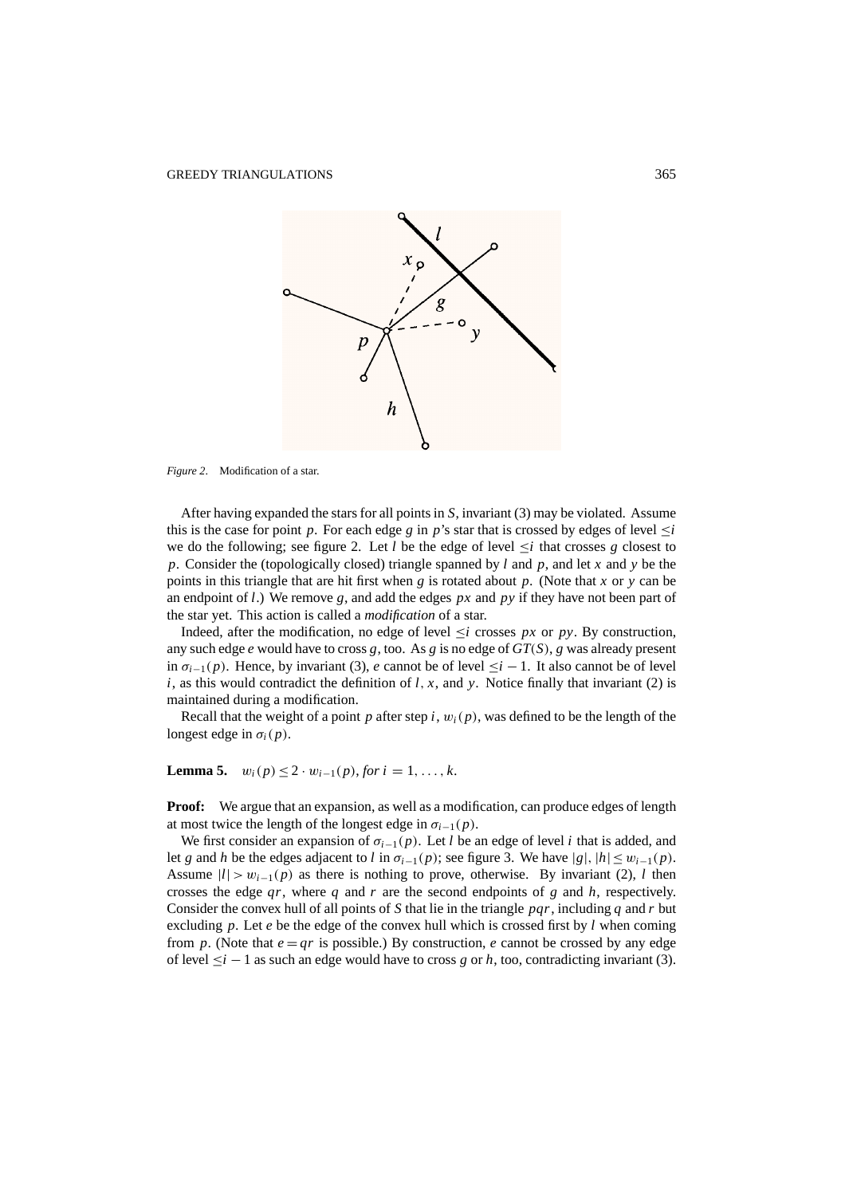*Figure 2*. Modification of a star.

After having expanded the stars for all points in $S$, invariant (3) may be violated. Assume this is the case for point $p$. For each edge $g$ in $p$'s star that is crossed by edges of level $\leq i$ we do the following; see figure 2. Let $l$ be the edge of level $\leq i$ that crosses $g$ closest to $p$. Consider the (topologically closed) triangle spanned by $l$ and $p$, and let $x$ and $y$ be the points in this triangle that are hit first when $g$ is rotated about $p$. (Note that $x$ or $y$ can be an endpoint of $l$.) We remove $g$, and add the edges $px$ and $py$ if they have not been part of the star yet. This action is called a *modification* of a star.

Indeed, after the modification, no edge of level $\leq i$ crosses $px$ or $py$. By construction, any such edge $e$ would have to cross $g$, too. As $g$ is no edge of $GT(S)$, $g$ was already present in $\sigma_{i-1}(p)$. Hence, by invariant (3), $e$ cannot be of level $\leq i - 1$. It also cannot be of level $i$, as this would contradict the definition of $l$, $x$, and $y$. Notice finally that invariant (2) is maintained during a modification.

Recall that the weight of a point $p$ after step $i$, $w_i(p)$, was defined to be the length of the longest edge in $\sigma_i(p)$.

**Lemma 5.** $w_i(p) \leq 2 \cdot w_{i-1}(p)$, *for* $i = 1, \ldots, k$.

**Proof:** We argue that an expansion, as well as a modification, can produce edges of length at most twice the length of the longest edge in $\sigma_{i-1}(p)$.

We first consider an expansion of $\sigma_{i-1}(p)$. Let $l$ be an edge of level $i$ that is added, and let $g$ and $h$ be the edges adjacent to $l$ in $\sigma_{i-1}(p)$; see figure 3. We have $|g|, |h| \leq w_{i-1}(p)$. Assume $|l| > w_{i-1}(p)$ as there is nothing to prove, otherwise. By invariant (2), $l$ then crosses the edge $qr$, where $q$ and $r$ are the second endpoints of $g$ and $h$, respectively. Consider the convex hull of all points of $S$ that lie in the triangle $pqr$, including $q$ and $r$ but excluding $p$. Let $e$ be the edge of the convex hull which is crossed first by $l$ when coming from $p$. (Note that $e = qr$ is possible.) By construction, $e$ cannot be crossed by any edge of level $\leq i - 1$ as such an edge would have to cross $g$ or $h$, too, contradicting invariant (3).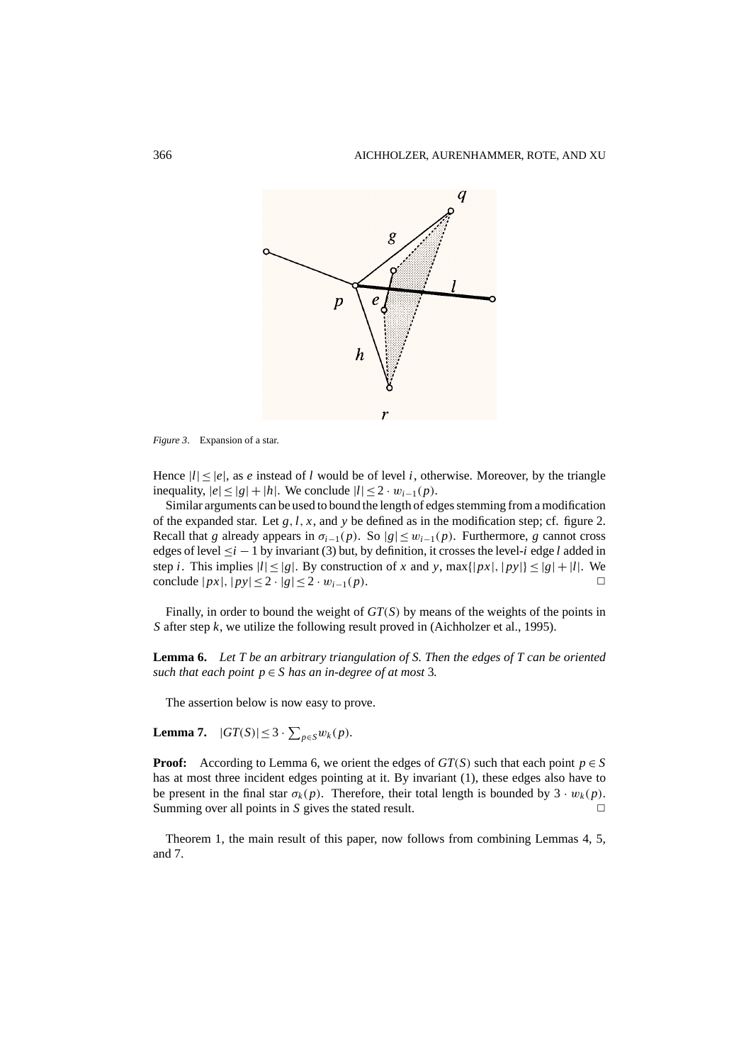*Figure 3*. Expansion of a star.

Hence $|l| \leq |e|$, as $e$ instead of $l$ would be of level $i$, otherwise. Moreover, by the triangle inequality, $|e| \leq |g| + |h|$. We conclude $|l| \leq 2 \cdot w_{i-1}(p)$.

Similar arguments can be used to bound the length of edges stemming from a modification of the expanded star. Let $g, l, x$, and $y$ be defined as in the modification step; cf. figure 2. Recall that $g$ already appears in $\sigma_{i-1}(p)$. So $|g| \leq w_{i-1}(p)$. Furthermore, $g$ cannot cross edges of level $\leq i-1$ by invariant (3) but, by definition, it crosses the level-$i$ edge $l$ added in step $i$. This implies $|l| \leq |g|$. By construction of $x$ and $y$, $\max\{|px|, |py|\} \leq |g| + |l|$. We conclude $|px|, |py| \leq 2 \cdot |g| \leq 2 \cdot w_{i-1}(p)$. □

Finally, in order to bound the weight of $GT(S)$ by means of the weights of the points in $S$ after step $k$, we utilize the following result proved in (Aichholzer et al., 1995).

**Lemma 6.** *Let $T$ be an arbitrary triangulation of $S$. Then the edges of $T$ can be oriented such that each point $p \in S$ has an in-degree of at most* 3*.*

The assertion below is now easy to prove.

**Lemma 7.** $|GT(S)| \leq 3 \cdot \sum_{p \in S} w_k(p)$.

**Proof:** According to Lemma 6, we orient the edges of $GT(S)$ such that each point $p \in S$ has at most three incident edges pointing at it. By invariant (1), these edges also have to be present in the final star $\sigma_k(p)$. Therefore, their total length is bounded by $3 \cdot w_k(p)$. Summing over all points in $S$ gives the stated result. □

Theorem 1, the main result of this paper, now follows from combining Lemmas 4, 5, and 7.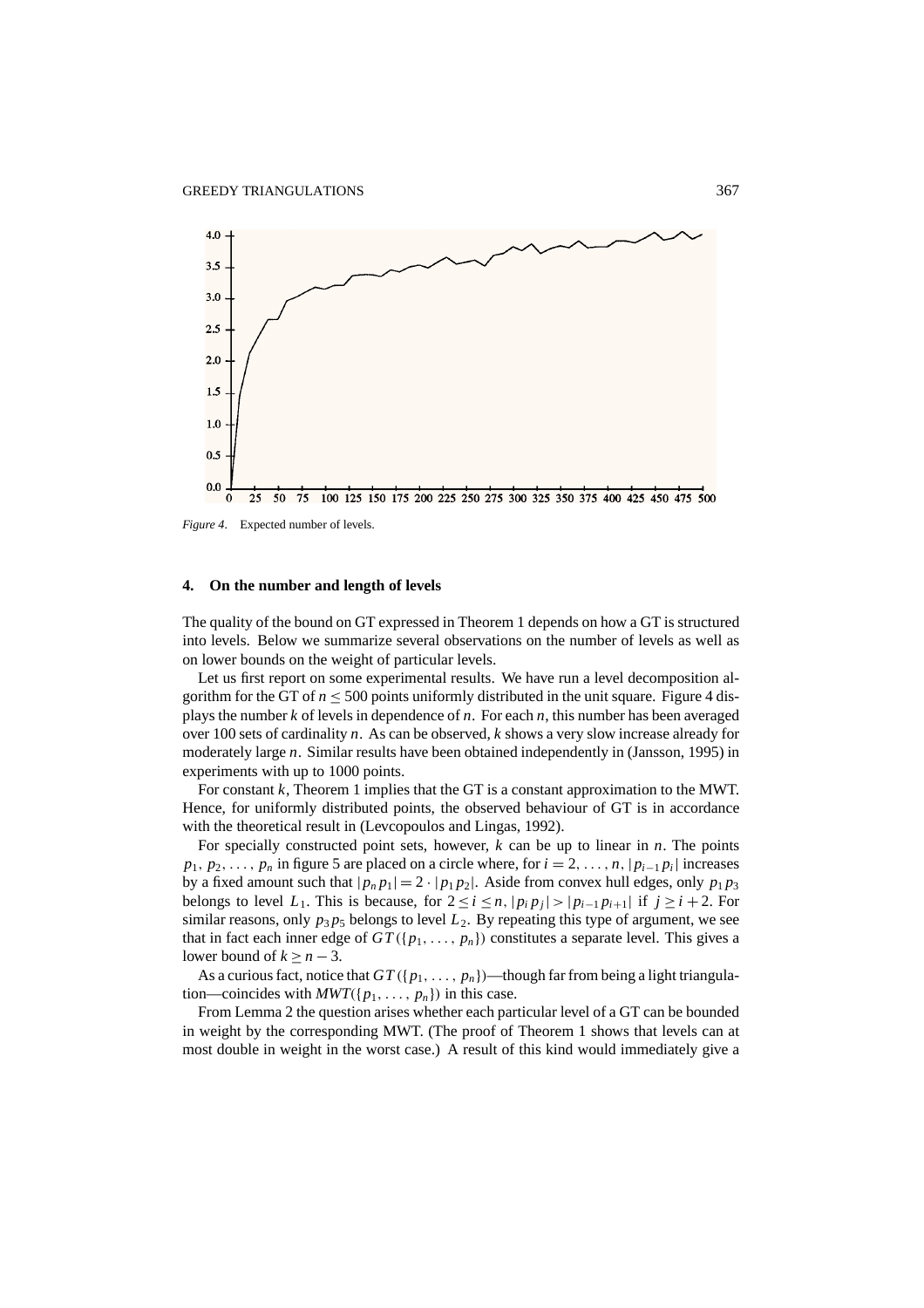*Figure 4*. Expected number of levels.

## 4. On the number and length of levels

The quality of the bound on GT expressed in Theorem 1 depends on how a GT is structured into levels. Below we summarize several observations on the number of levels as well as on lower bounds on the weight of particular levels.

Let us first report on some experimental results. We have run a level decomposition algorithm for the GT of $n \leq 500$ points uniformly distributed in the unit square. Figure 4 displays the number $k$ of levels in dependence of $n$. For each $n$, this number has been averaged over 100 sets of cardinality $n$. As can be observed, $k$ shows a very slow increase already for moderately large $n$. Similar results have been obtained independently in (Jansson, 1995) in experiments with up to 1000 points.

For constant $k$, Theorem 1 implies that the GT is a constant approximation to the MWT. Hence, for uniformly distributed points, the observed behaviour of GT is in accordance with the theoretical result in (Levcopoulos and Lingas, 1992).

For specially constructed point sets, however, $k$ can be up to linear in $n$. The points $p_1, p_2, \ldots, p_n$ in figure 5 are placed on a circle where, for $i = 2, \ldots, n$, $|p_{i-1}p_i|$ increases by a fixed amount such that $|p_n p_1| = 2 \cdot |p_1 p_2|$. Aside from convex hull edges, only $p_1 p_3$ belongs to level $L_1$. This is because, for $2 \leq i \leq n$, $|p_i p_j| > |p_{i-1}p_{i+1}|$ if $j \geq i+2$. For similar reasons, only $p_3 p_5$ belongs to level $L_2$. By repeating this type of argument, we see that in fact each inner edge of $GT(\{p_1, \ldots, p_n\})$ constitutes a separate level. This gives a lower bound of $k \geq n - 3$.

As a curious fact, notice that $GT(\{p_1, \ldots, p_n\})$—though far from being a light triangulation—coincides with $MWT(\{p_1, \ldots, p_n\})$ in this case.

From Lemma 2 the question arises whether each particular level of a GT can be bounded in weight by the corresponding MWT. (The proof of Theorem 1 shows that levels can at most double in weight in the worst case.) A result of this kind would immediately give a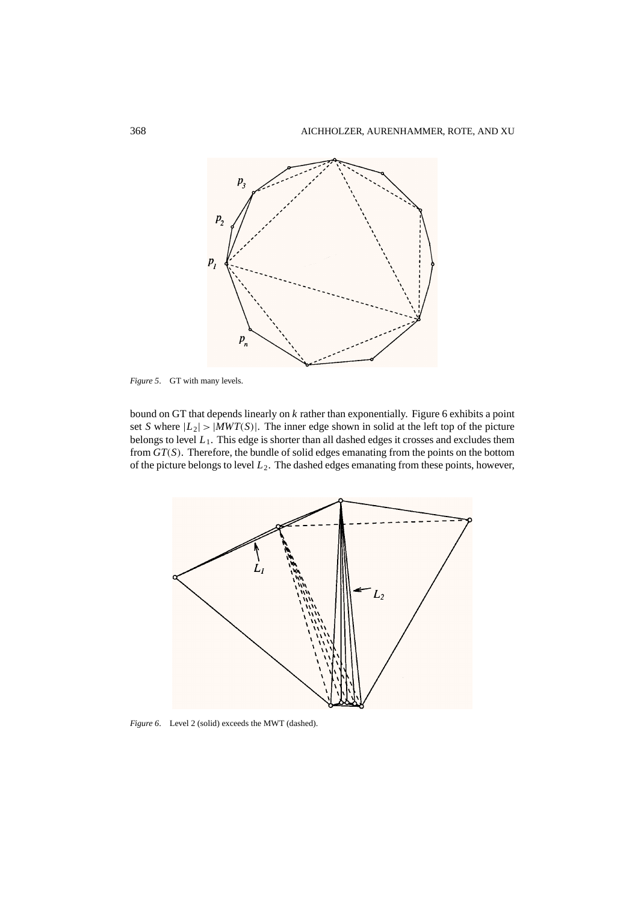*Figure 5*. GT with many levels.

bound on GT that depends linearly on $k$ rather than exponentially. Figure 6 exhibits a point set $S$ where $|L_2| > |MWT(S)|$. The inner edge shown in solid at the left top of the picture belongs to level $L_1$. This edge is shorter than all dashed edges it crosses and excludes them from $GT(S)$. Therefore, the bundle of solid edges emanating from the points on the bottom of the picture belongs to level $L_2$. The dashed edges emanating from these points, however,

*Figure 6*. Level 2 (solid) exceeds the MWT (dashed).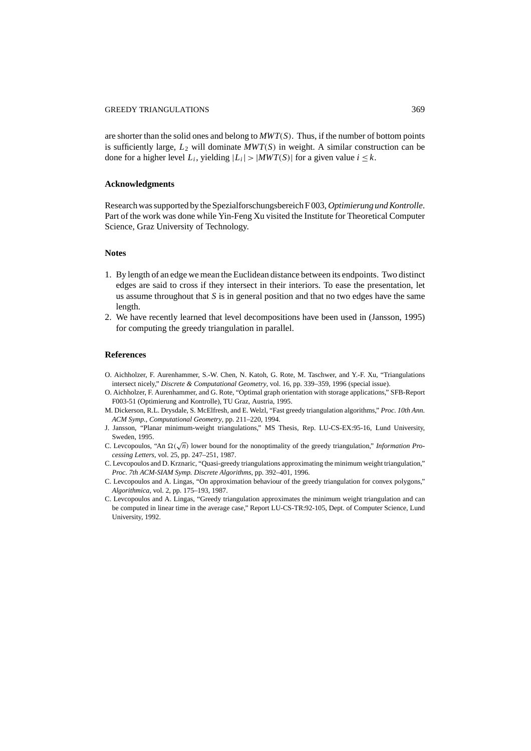are shorter than the solid ones and belong to $MWT(S)$. Thus, if the number of bottom points is sufficiently large, $L_2$ will dominate $MWT(S)$ in weight. A similar construction can be done for a higher level $L_i$, yielding $|L_i| > |MWT(S)|$ for a given value $i \leq k$.

### Acknowledgments

Research was supported by the Spezialforschungsbereich F 003, *Optimierung und Kontrolle*. Part of the work was done while Yin-Feng Xu visited the Institute for Theoretical Computer Science, Graz University of Technology.

### Notes

1. By length of an edge we mean the Euclidean distance between its endpoints. Two distinct edges are said to cross if they intersect in their interiors. To ease the presentation, let us assume throughout that $S$ is in general position and that no two edges have the same length.
2. We have recently learned that level decompositions have been used in (Jansson, 1995) for computing the greedy triangulation in parallel.

### References

O. Aichholzer, F. Aurenhammer, S.-W. Chen, N. Katoh, G. Rote, M. Taschwer, and Y.-F. Xu, "Triangulations intersect nicely," *Discrete & Computational Geometry*, vol. 16, pp. 339–359, 1996 (special issue).

O. Aichholzer, F. Aurenhammer, and G. Rote, "Optimal graph orientation with storage applications," SFB-Report F003-51 (Optimierung and Kontrolle), TU Graz, Austria, 1995.

M. Dickerson, R.L. Drysdale, S. McElfresh, and E. Welzl, "Fast greedy triangulation algorithms," *Proc. 10th Ann. ACM Symp., Computational Geometry*, pp. 211–220, 1994.

J. Jansson, "Planar minimum-weight triangulations," MS Thesis, Rep. LU-CS-EX:95-16, Lund University, Sweden, 1995.

C. Levcopoulos, "An $\Omega(\sqrt{n})$ lower bound for the nonoptimality of the greedy triangulation," *Information Processing Letters*, vol. 25, pp. 247–251, 1987.

C. Levcopoulos and D. Krznaric, "Quasi-greedy triangulations approximating the minimum weight triangulation," *Proc. 7th ACM-SIAM Symp. Discrete Algorithms*, pp. 392–401, 1996.

C. Levcopoulos and A. Lingas, "On approximation behaviour of the greedy triangulation for convex polygons," *Algorithmica*, vol. 2, pp. 175–193, 1987.

C. Levcopoulos and A. Lingas, "Greedy triangulation approximates the minimum weight triangulation and can be computed in linear time in the average case," Report LU-CS-TR:92-105, Dept. of Computer Science, Lund University, 1992.